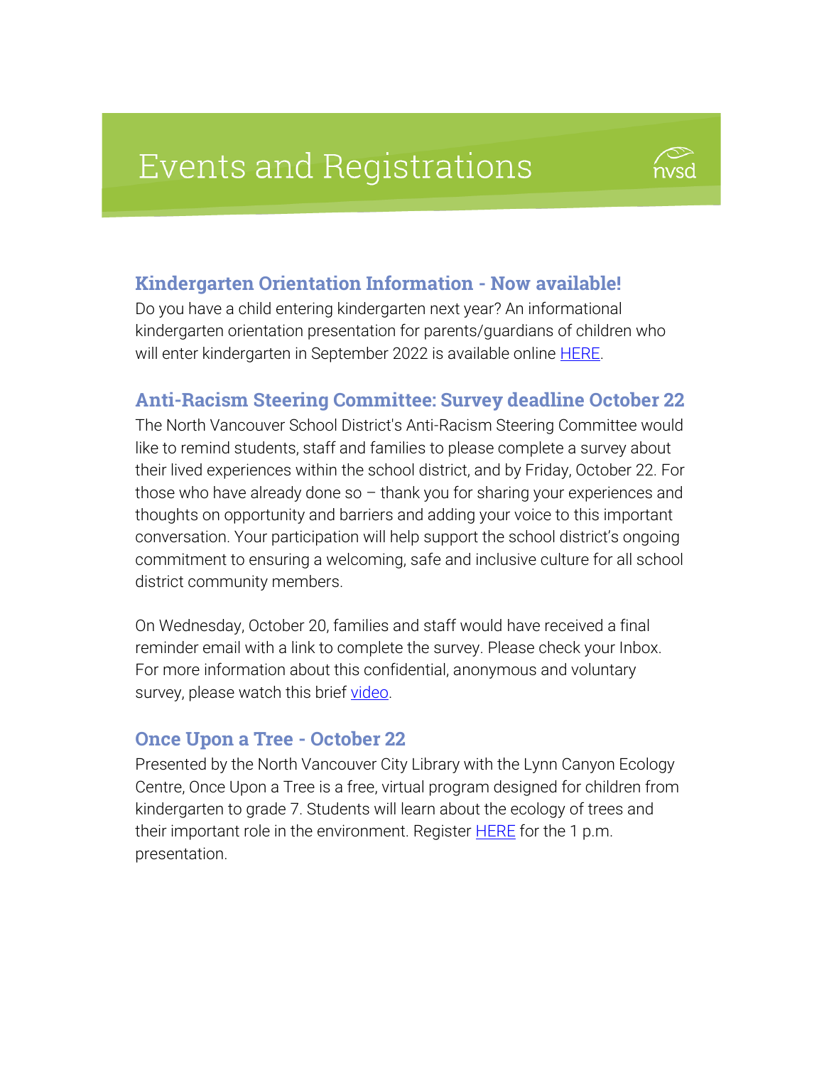# Events and Registrations

## Kindergarten Orientation Information - Now available!

Do you have a child entering kindergarten next year? An informational kindergarten orientation presentation for parents/guardians of children who will enter kindergarten in September 2022 is available online HERE.

## Anti-Racism Steering Committee: Survey deadline October 22

The North Vancouver School District's Anti-Racism Steering Committee would like to remind students, staff and families to please complete a survey about their lived experiences within the school district, and by Friday, October 22. For those who have already done so – thank you for sharing your experiences and thoughts on opportunity and barriers and adding your voice to this important conversation. Your participation will help support the school district's ongoing commitment to ensuring a welcoming, safe and inclusive culture for all school district community members.

On Wednesday, October 20, families and staff would have received a final reminder email with a link to complete the survey. Please check your Inbox. For more information about this confidential, anonymous and voluntary survey, please watch this brief video.

## Once Upon a Tree - October 22

Presented by the North Vancouver City Library with the Lynn Canyon Ecology Centre, Once Upon a Tree is a free, virtual program designed for children from kindergarten to grade 7. Students will learn about the ecology of trees and their important role in the environment. Register HERE for the 1 p.m. presentation.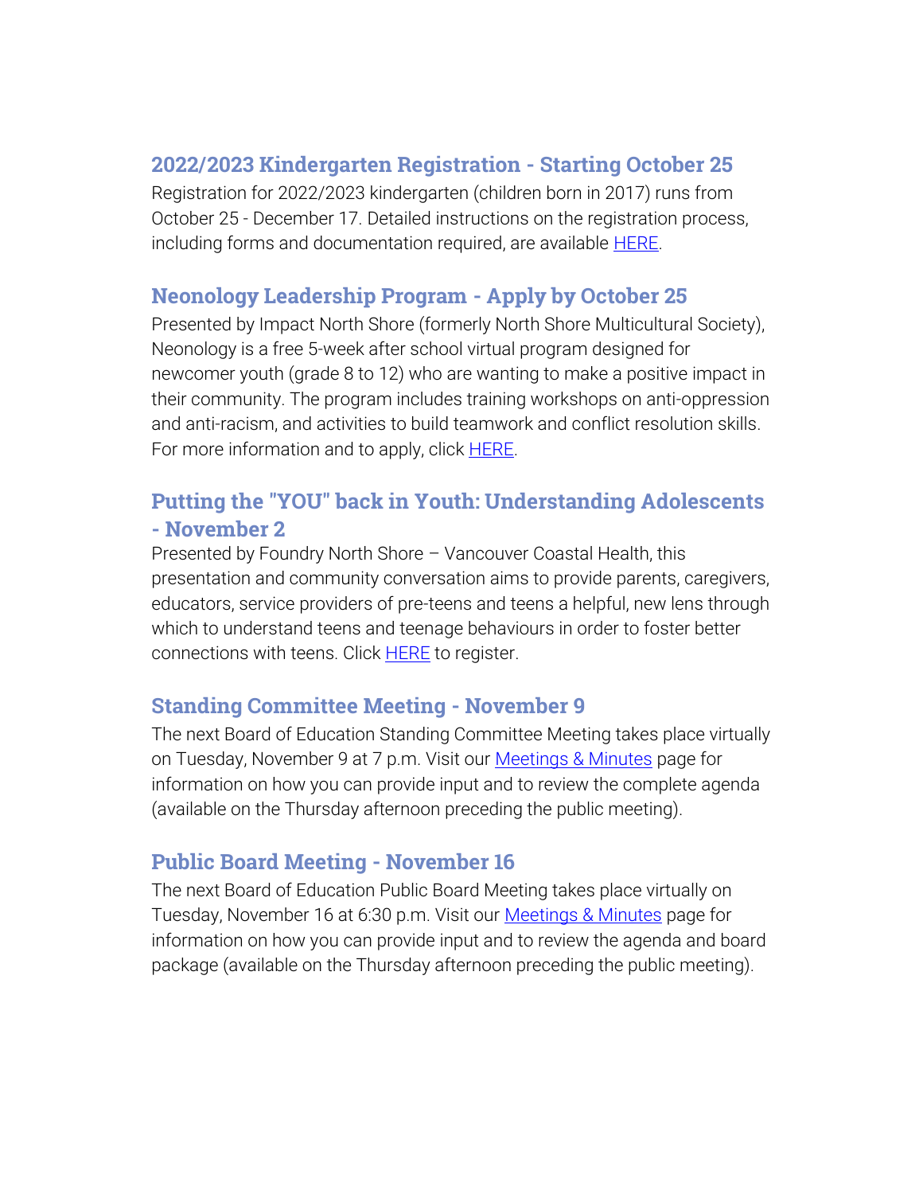### 2022/2023 Kindergarten Registration - Starting October 25

Registration for 2022/2023 kindergarten (children born in 2017) runs from October 25 - December 17. Detailed instructions on the registration process, including forms and documentation required, are available HERE.

### Neonology Leadership Program - Apply by October 25

Presented by Impact North Shore (formerly North Shore Multicultural Society), Neonology is a free 5-week after school virtual program designed for newcomer youth (grade 8 to 12) who are wanting to make a positive impact in their community. The program includes training workshops on anti-oppression and anti-racism, and activities to build teamwork and conflict resolution skills. For more information and to apply, click HERE.

### Putting the "YOU" back in Youth: Understanding Adolescents - November 2

Presented by Foundry North Shore – Vancouver Coastal Health, this presentation and community conversation aims to provide parents, caregivers, educators, service providers of pre-teens and teens a helpful, new lens through which to understand teens and teenage behaviours in order to foster better connections with teens. Click HERE to register.

### Standing Committee Meeting - November 9

The next Board of Education Standing Committee Meeting takes place virtually on Tuesday, November 9 at 7 p.m. Visit our Meetings & Minutes page for information on how you can provide input and to review the complete agenda (available on the Thursday afternoon preceding the public meeting).

### Public Board Meeting - November 16

The next Board of Education Public Board Meeting takes place virtually on Tuesday, November 16 at 6:30 p.m. Visit our Meetings & Minutes page for information on how you can provide input and to review the agenda and board package (available on the Thursday afternoon preceding the public meeting).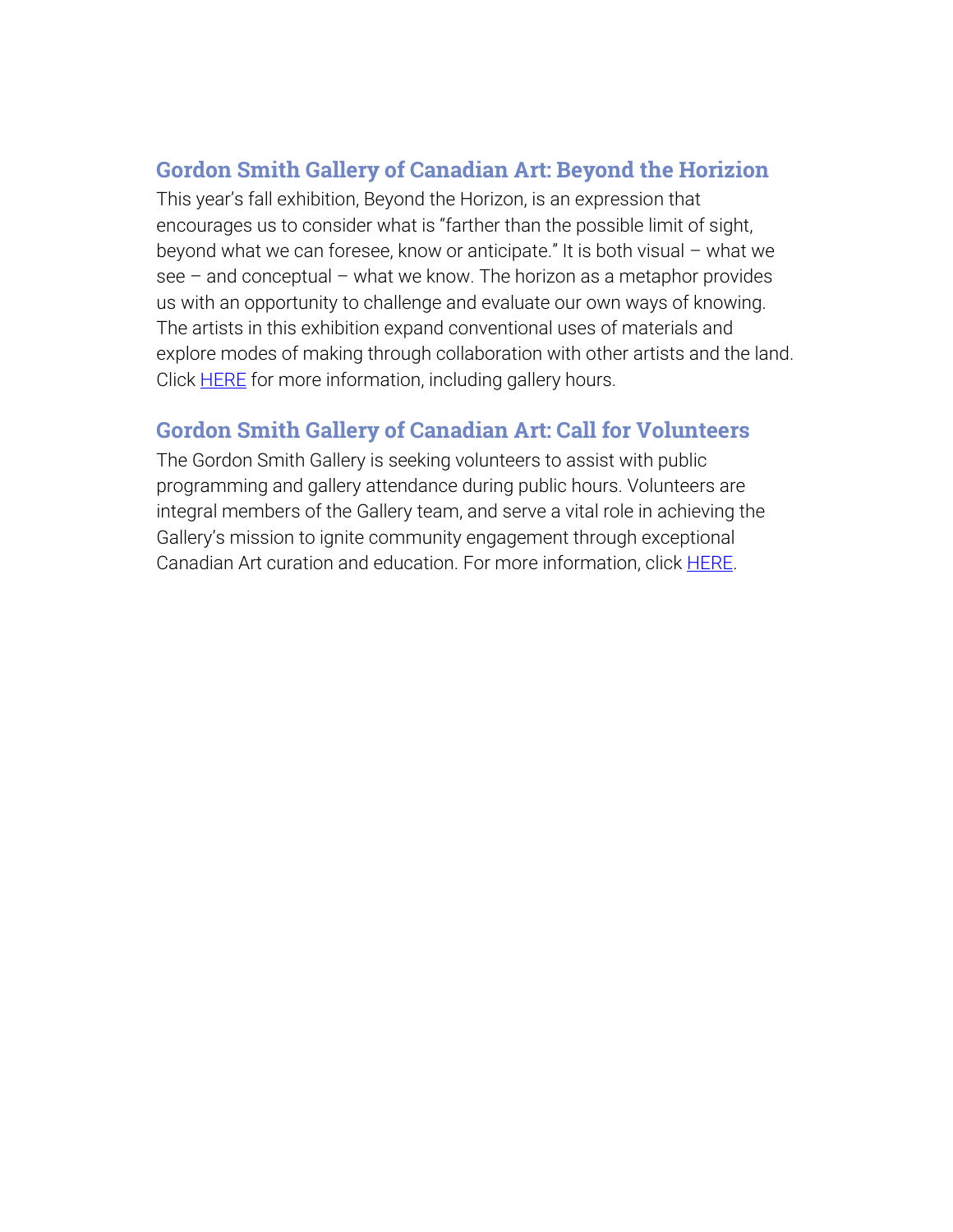## Gordon Smith Gallery of Canadian Art: Beyond the Horizion

This year's fall exhibition, Beyond the Horizon, is an expression that encourages us to consider what is "farther than the possible limit of sight, beyond what we can foresee, know or anticipate." It is both visual – what we see – and conceptual – what we know. The horizon as a metaphor provides us with an opportunity to challenge and evaluate our own ways of knowing. The artists in this exhibition expand conventional uses of materials and explore modes of making through collaboration with other artists and the land. Click HERE for more information, including gallery hours.

## Gordon Smith Gallery of Canadian Art: Call for Volunteers

The Gordon Smith Gallery is seeking volunteers to assist with public programming and gallery attendance during public hours. Volunteers are integral members of the Gallery team, and serve a vital role in achieving the Gallery's mission to ignite community engagement through exceptional Canadian Art curation and education. For more information, click HERE.